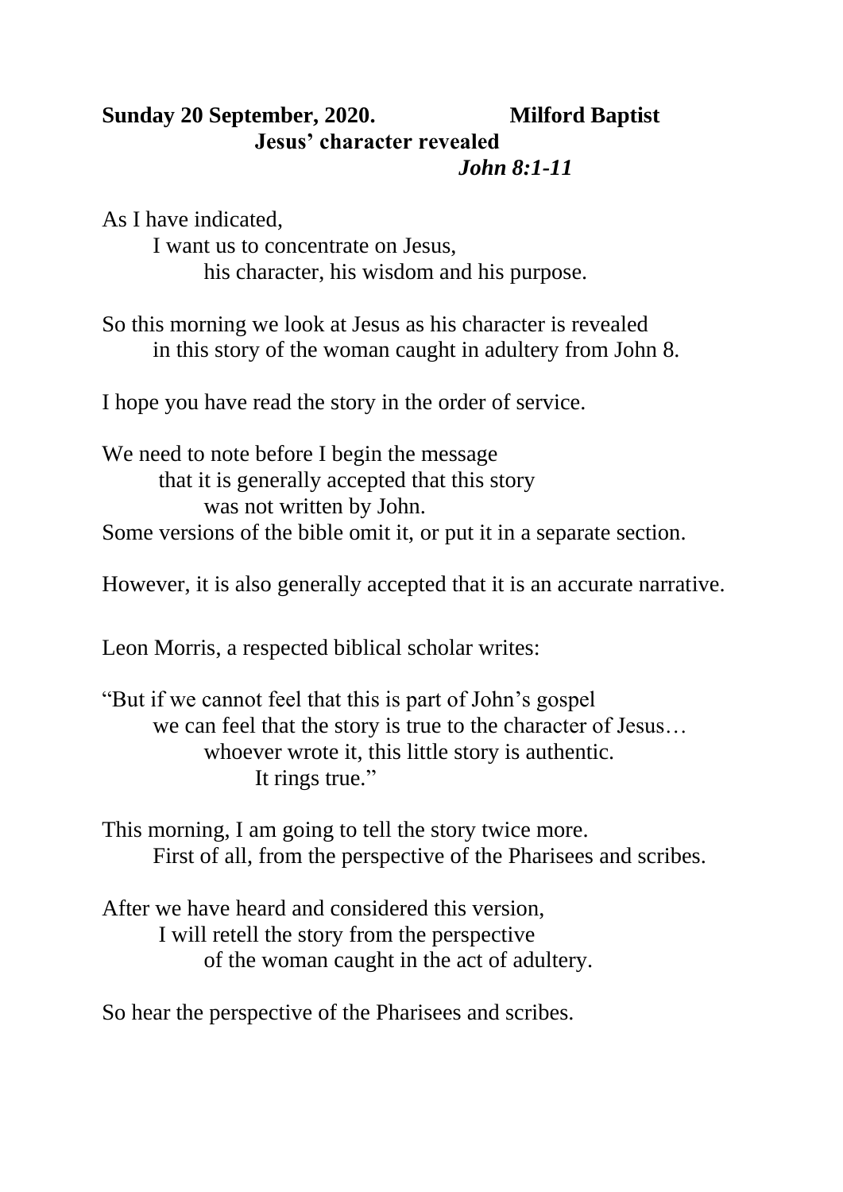**Sunday 20 September, 2020. Milford Baptist**

## Jesus' character revealed

*John 8:1-11*

As I have indicated,
I want us to concentrate on Jesus,
his character, his wisdom and his purpose.

So this morning we look at Jesus as his character is revealed
in this story of the woman caught in adultery from John 8.

I hope you have read the story in the order of service.

We need to note before I begin the message
that it is generally accepted that this story
was not written by John.
Some versions of the bible omit it, or put it in a separate section.

However, it is also generally accepted that it is an accurate narrative.

Leon Morris, a respected biblical scholar writes:

"But if we cannot feel that this is part of John's gospel
we can feel that the story is true to the character of Jesus…
whoever wrote it, this little story is authentic.
It rings true."

This morning, I am going to tell the story twice more.
First of all, from the perspective of the Pharisees and scribes.

After we have heard and considered this version,
I will retell the story from the perspective
of the woman caught in the act of adultery.

So hear the perspective of the Pharisees and scribes.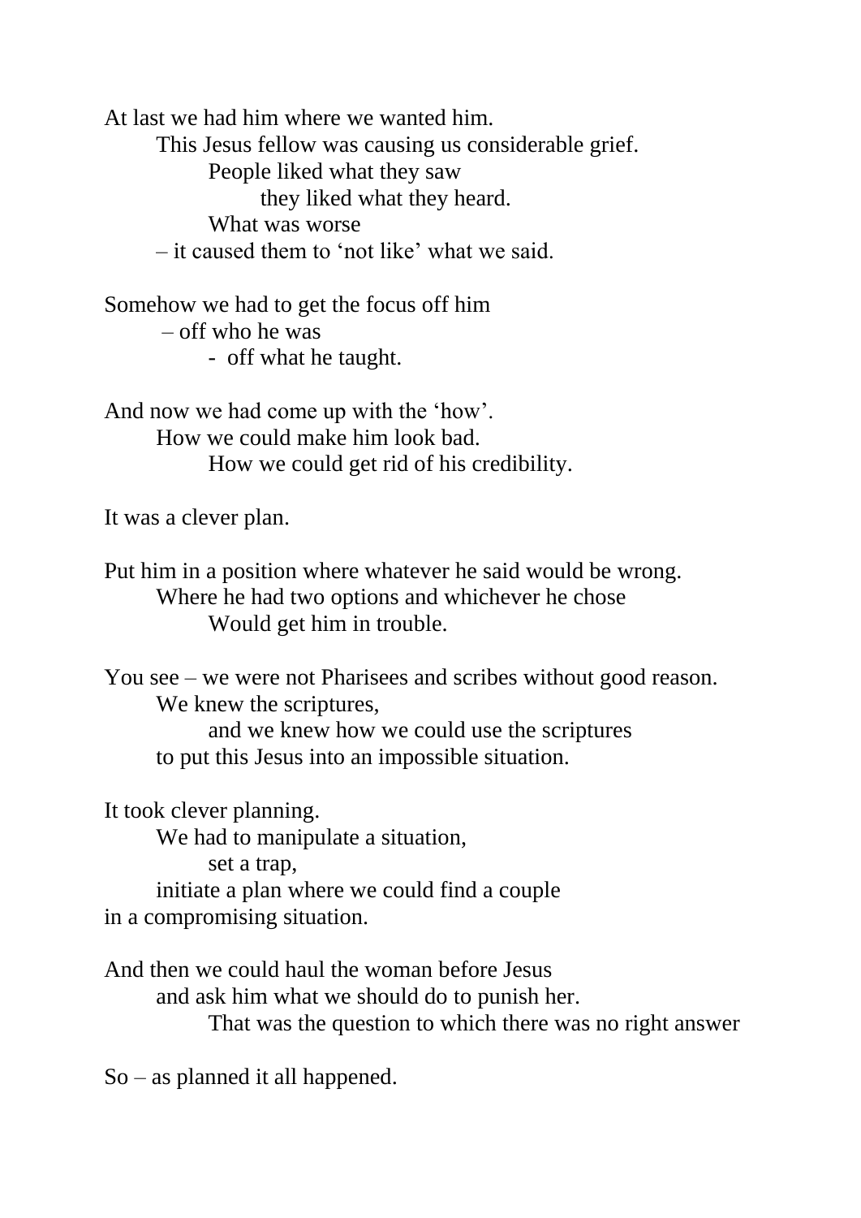At last we had him where we wanted him.
    This Jesus fellow was causing us considerable grief.
        People liked what they saw
            they liked what they heard.
        What was worse
    – it caused them to 'not like' what we said.

Somehow we had to get the focus off him
    – off who he was
        - off what he taught.

And now we had come up with the 'how'.
    How we could make him look bad.
        How we could get rid of his credibility.

It was a clever plan.

Put him in a position where whatever he said would be wrong.
    Where he had two options and whichever he chose
        Would get him in trouble.

You see – we were not Pharisees and scribes without good reason.
    We knew the scriptures,
        and we knew how we could use the scriptures
    to put this Jesus into an impossible situation.

It took clever planning.
    We had to manipulate a situation,
        set a trap,
    initiate a plan where we could find a couple
in a compromising situation.

And then we could haul the woman before Jesus
    and ask him what we should do to punish her.
        That was the question to which there was no right answer

So – as planned it all happened.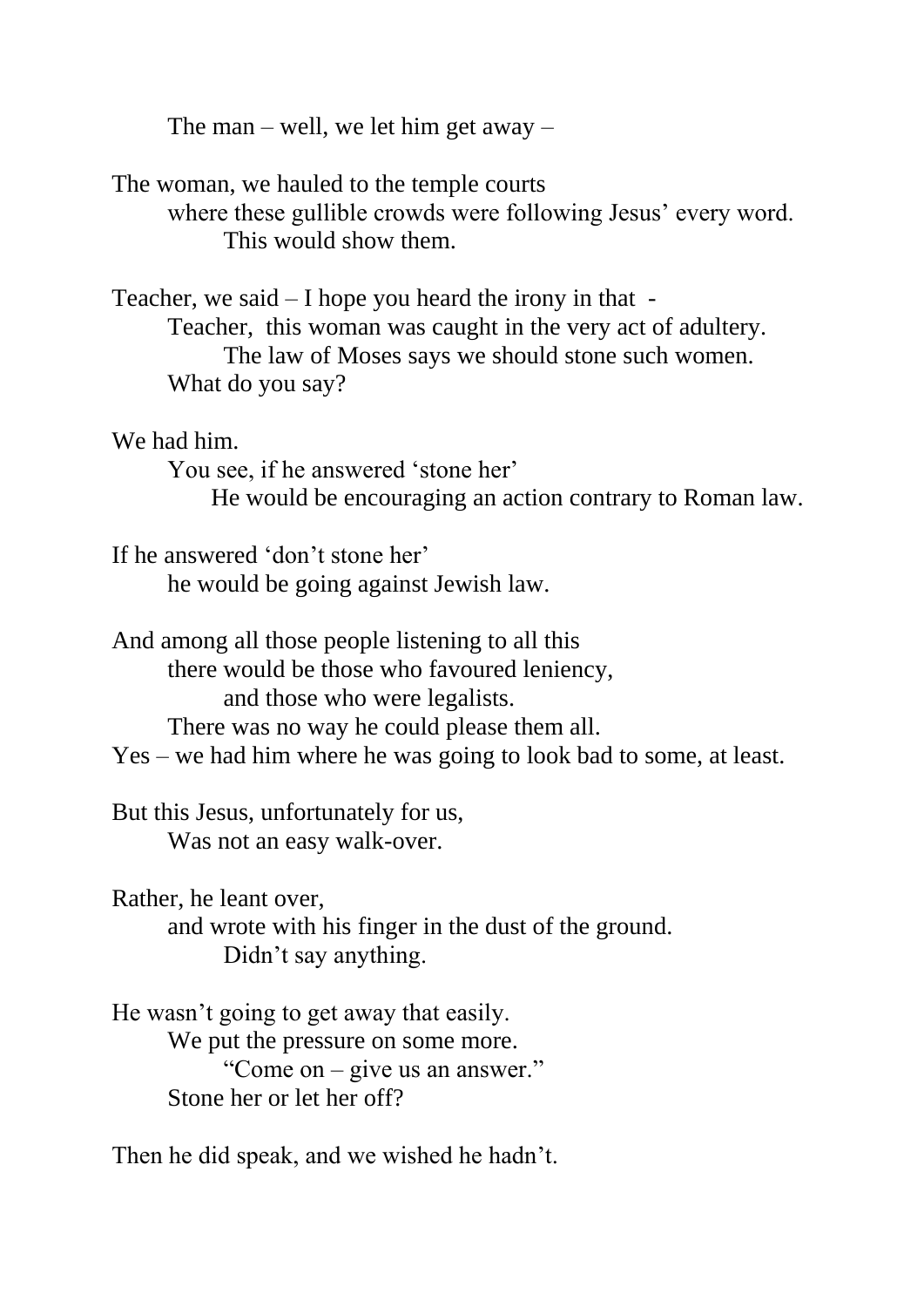The man – well, we let him get away –

The woman, we hauled to the temple courts
where these gullible crowds were following Jesus' every word.
This would show them.

Teacher, we said – I hope you heard the irony in that -
Teacher, this woman was caught in the very act of adultery.
The law of Moses says we should stone such women.
What do you say?

We had him.
You see, if he answered 'stone her'
He would be encouraging an action contrary to Roman law.

If he answered 'don't stone her'
he would be going against Jewish law.

And among all those people listening to all this
there would be those who favoured leniency,
and those who were legalists.
There was no way he could please them all.
Yes – we had him where he was going to look bad to some, at least.

But this Jesus, unfortunately for us,
Was not an easy walk-over.

Rather, he leant over,
and wrote with his finger in the dust of the ground.
Didn't say anything.

He wasn't going to get away that easily.
We put the pressure on some more.
"Come on – give us an answer."
Stone her or let her off?

Then he did speak, and we wished he hadn't.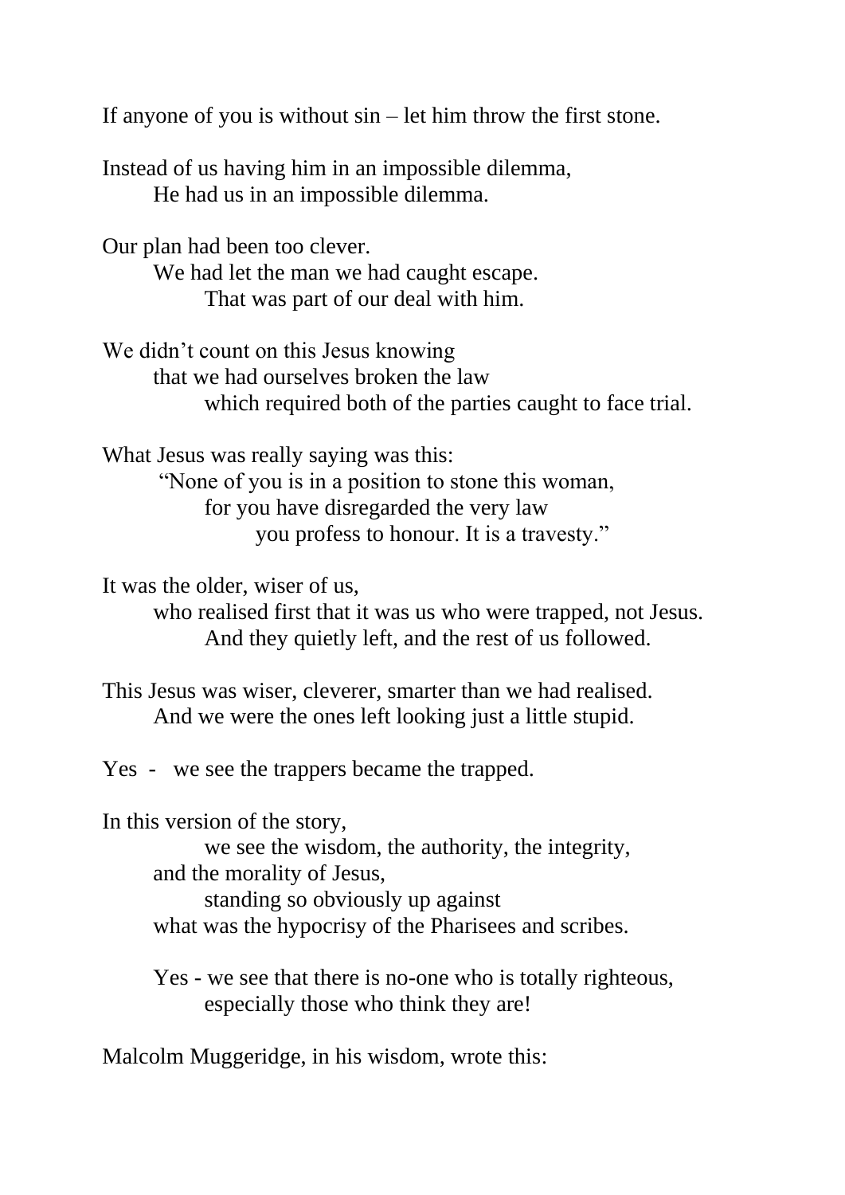If anyone of you is without sin – let him throw the first stone.

Instead of us having him in an impossible dilemma,
He had us in an impossible dilemma.

Our plan had been too clever.
We had let the man we had caught escape.
That was part of our deal with him.

We didn't count on this Jesus knowing
that we had ourselves broken the law
which required both of the parties caught to face trial.

What Jesus was really saying was this:
"None of you is in a position to stone this woman,
for you have disregarded the very law
you profess to honour. It is a travesty."

It was the older, wiser of us,
who realised first that it was us who were trapped, not Jesus.
And they quietly left, and the rest of us followed.

This Jesus was wiser, cleverer, smarter than we had realised.
And we were the ones left looking just a little stupid.

Yes - we see the trappers became the trapped.

In this version of the story,
we see the wisdom, the authority, the integrity,
and the morality of Jesus,
standing so obviously up against
what was the hypocrisy of the Pharisees and scribes.

Yes - we see that there is no-one who is totally righteous,
especially those who think they are!

Malcolm Muggeridge, in his wisdom, wrote this: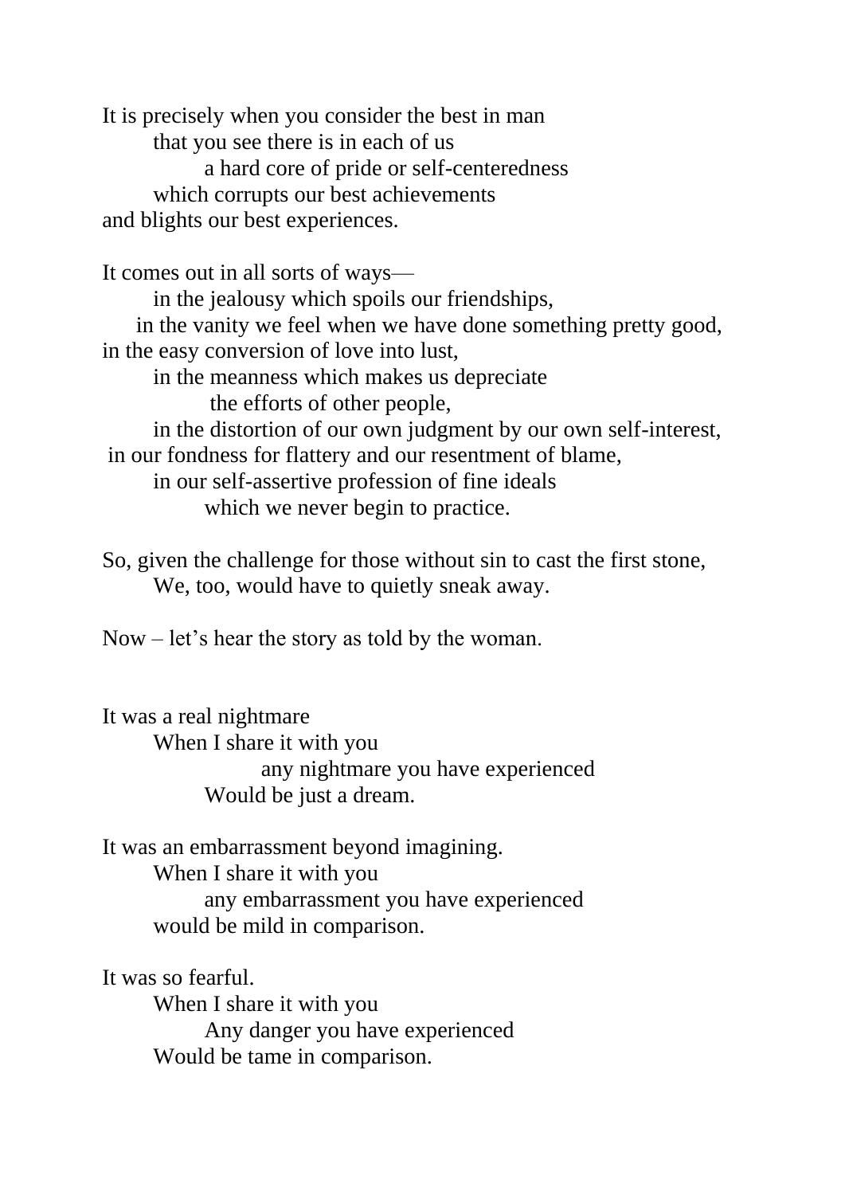It is precisely when you consider the best in man
that you see there is in each of us
a hard core of pride or self-centeredness
which corrupts our best achievements
and blights our best experiences.

It comes out in all sorts of ways—
in the jealousy which spoils our friendships,
in the vanity we feel when we have done something pretty good,
in the easy conversion of love into lust,
in the meanness which makes us depreciate
the efforts of other people,
in the distortion of our own judgment by our own self-interest,
in our fondness for flattery and our resentment of blame,
in our self-assertive profession of fine ideals
which we never begin to practice.

So, given the challenge for those without sin to cast the first stone,
We, too, would have to quietly sneak away.

Now – let's hear the story as told by the woman.

It was a real nightmare
When I share it with you
any nightmare you have experienced
Would be just a dream.

It was an embarrassment beyond imagining.
When I share it with you
any embarrassment you have experienced
would be mild in comparison.

It was so fearful.
When I share it with you
Any danger you have experienced
Would be tame in comparison.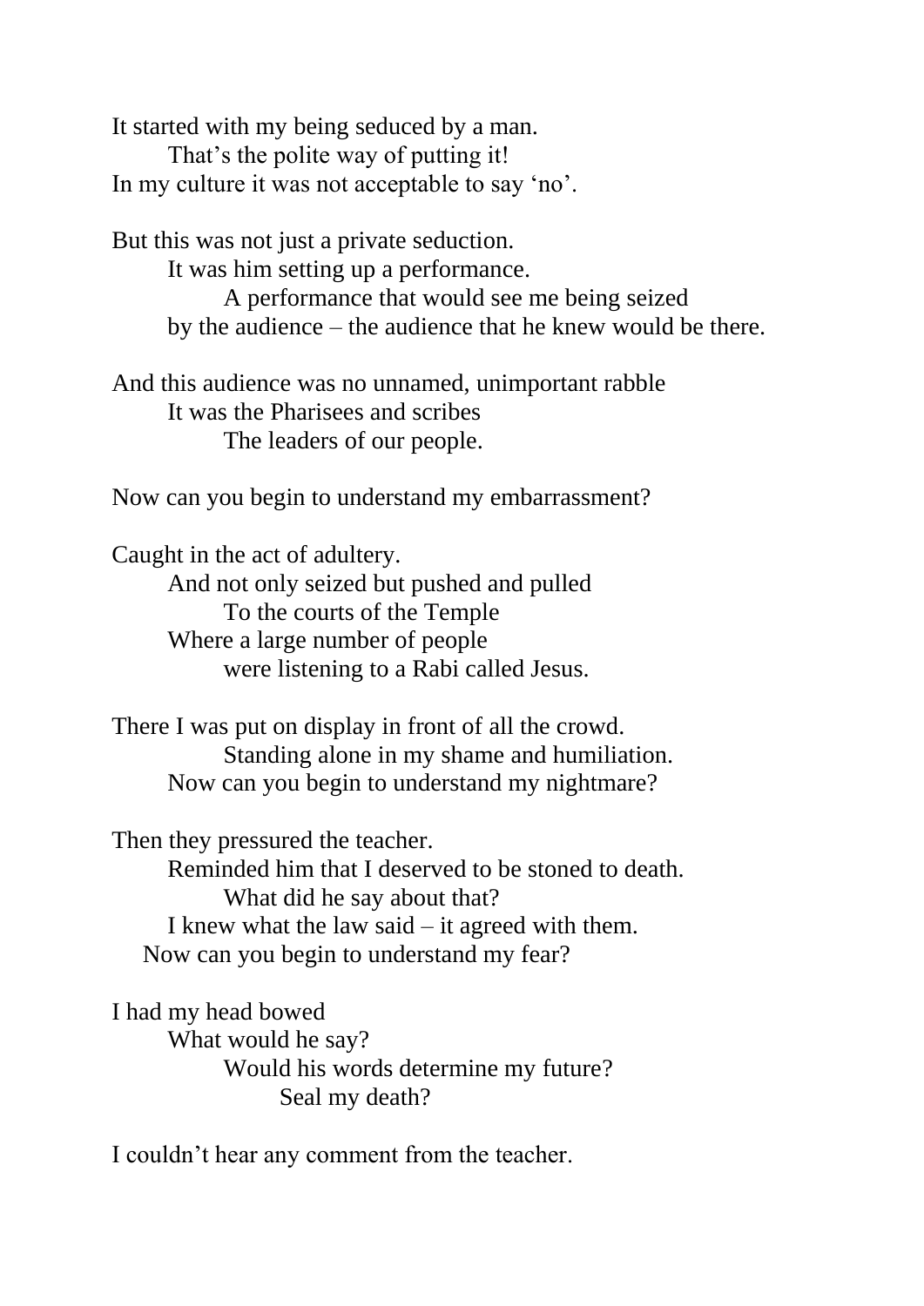It started with my being seduced by a man.
        That's the polite way of putting it!
In my culture it was not acceptable to say 'no'.

But this was not just a private seduction.
        It was him setting up a performance.
                A performance that would see me being seized
        by the audience – the audience that he knew would be there.

And this audience was no unnamed, unimportant rabble
        It was the Pharisees and scribes
                The leaders of our people.

Now can you begin to understand my embarrassment?

Caught in the act of adultery.
        And not only seized but pushed and pulled
                To the courts of the Temple
        Where a large number of people
                were listening to a Rabi called Jesus.

There I was put on display in front of all the crowd.
                Standing alone in my shame and humiliation.
        Now can you begin to understand my nightmare?

Then they pressured the teacher.
        Reminded him that I deserved to be stoned to death.
                What did he say about that?
        I knew what the law said – it agreed with them.
    Now can you begin to understand my fear?

I had my head bowed
        What would he say?
                Would his words determine my future?
                        Seal my death?

I couldn't hear any comment from the teacher.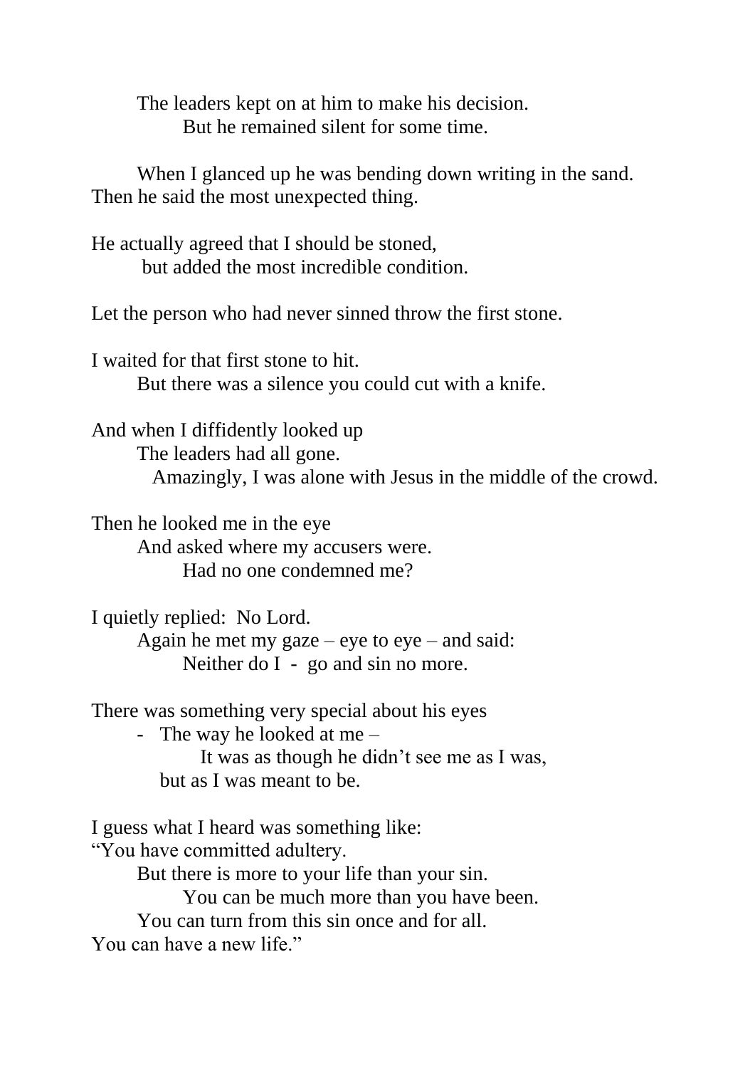The leaders kept on at him to make his decision.
But he remained silent for some time.

When I glanced up he was bending down writing in the sand.
Then he said the most unexpected thing.

He actually agreed that I should be stoned,
but added the most incredible condition.

Let the person who had never sinned throw the first stone.

I waited for that first stone to hit.
But there was a silence you could cut with a knife.

And when I diffidently looked up
The leaders had all gone.
Amazingly, I was alone with Jesus in the middle of the crowd.

Then he looked me in the eye
And asked where my accusers were.
Had no one condemned me?

I quietly replied: No Lord.
Again he met my gaze – eye to eye – and said:
Neither do I - go and sin no more.

There was something very special about his eyes
- The way he looked at me –
It was as though he didn't see me as I was,
but as I was meant to be.

I guess what I heard was something like:
"You have committed adultery.
But there is more to your life than your sin.
You can be much more than you have been.
You can turn from this sin once and for all.
You can have a new life."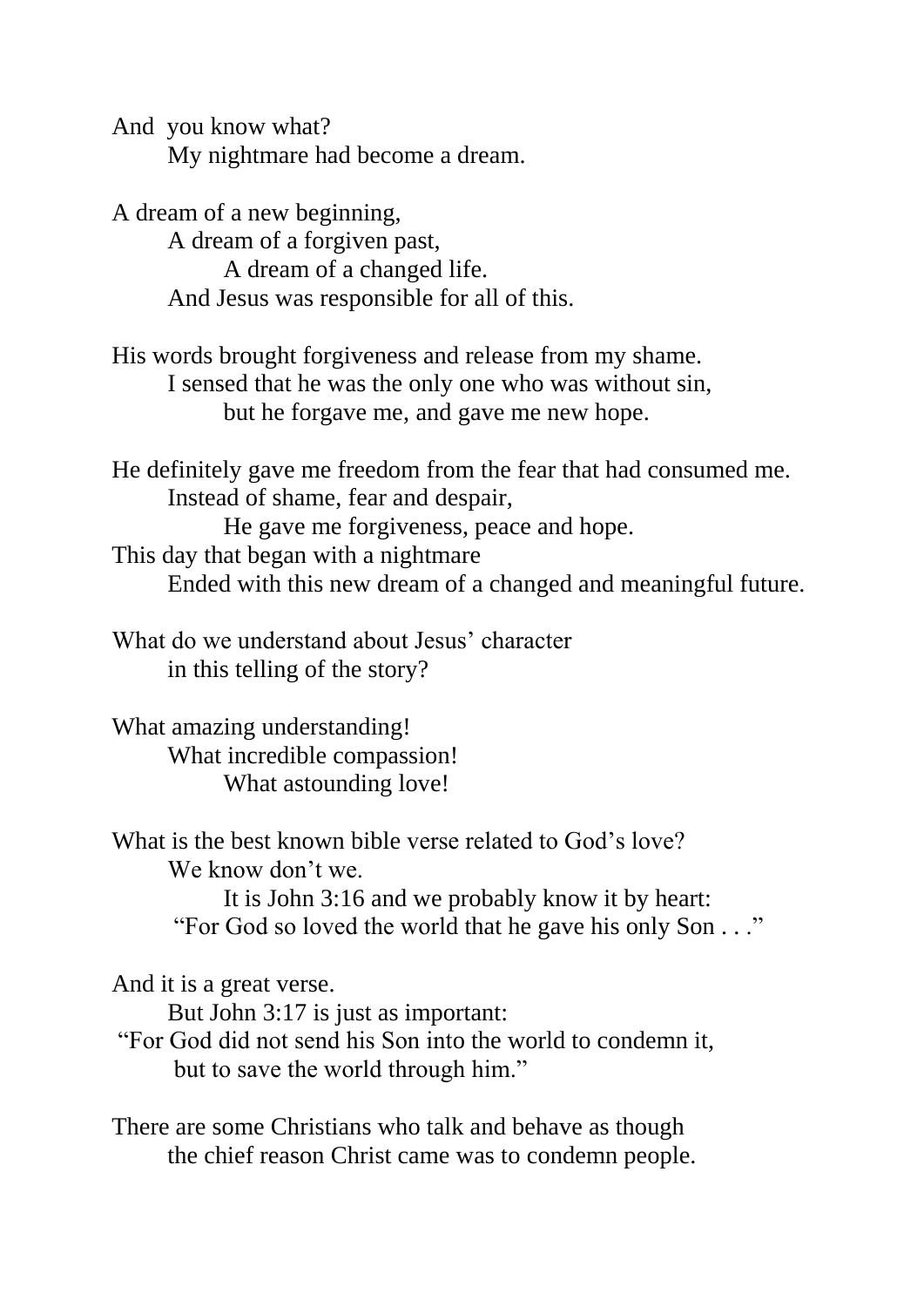And you know what?
My nightmare had become a dream.

A dream of a new beginning,
A dream of a forgiven past,
A dream of a changed life.
And Jesus was responsible for all of this.

His words brought forgiveness and release from my shame.
I sensed that he was the only one who was without sin,
but he forgave me, and gave me new hope.

He definitely gave me freedom from the fear that had consumed me.
Instead of shame, fear and despair,
He gave me forgiveness, peace and hope.
This day that began with a nightmare
Ended with this new dream of a changed and meaningful future.

What do we understand about Jesus' character
in this telling of the story?

What amazing understanding!
What incredible compassion!
What astounding love!

What is the best known bible verse related to God's love?
We know don't we.
It is John 3:16 and we probably know it by heart:
"For God so loved the world that he gave his only Son . . ."

And it is a great verse.
But John 3:17 is just as important:
"For God did not send his Son into the world to condemn it,
but to save the world through him."

There are some Christians who talk and behave as though
the chief reason Christ came was to condemn people.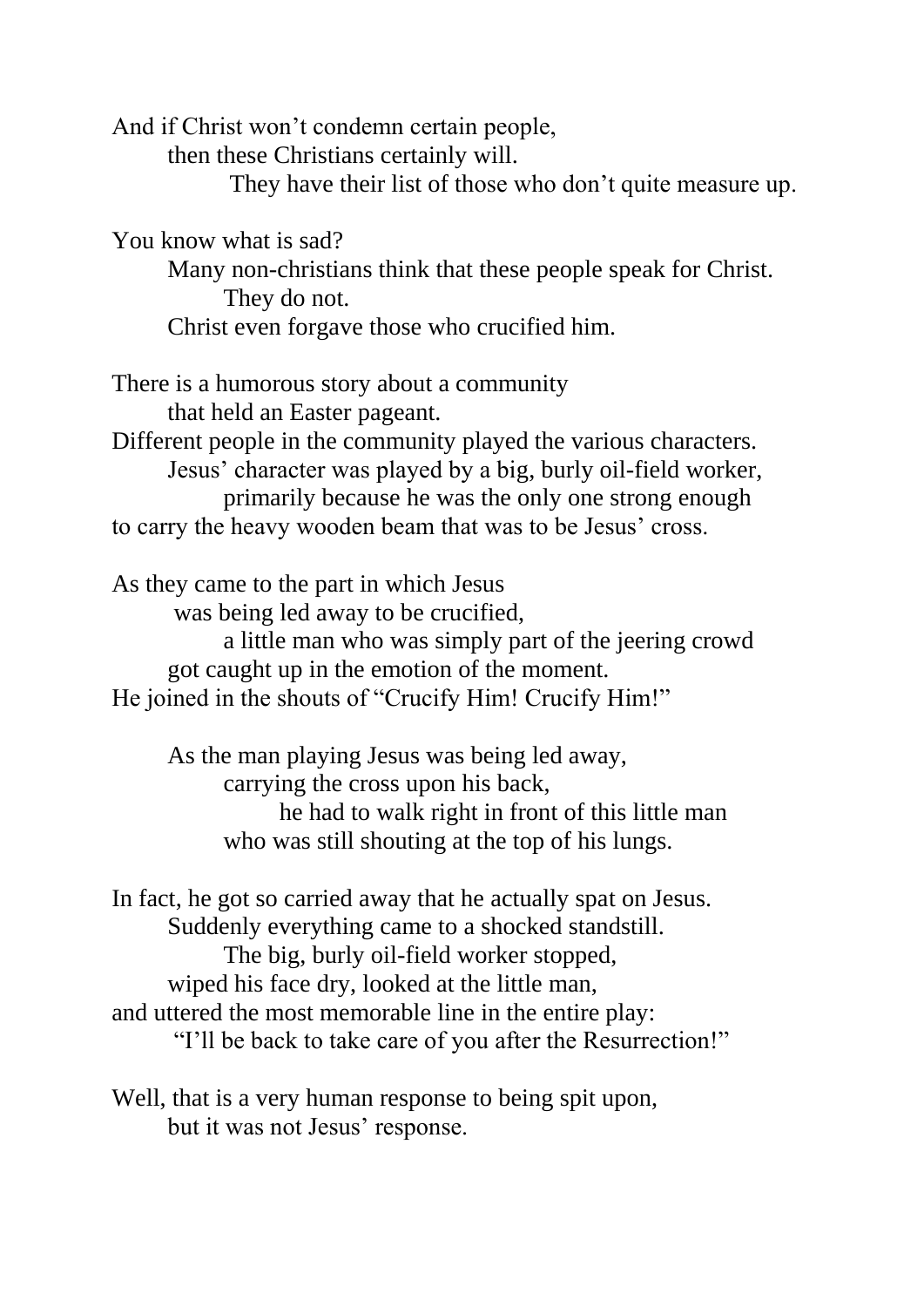And if Christ won't condemn certain people,
then these Christians certainly will.
They have their list of those who don't quite measure up.

You know what is sad?
Many non-christians think that these people speak for Christ.
They do not.
Christ even forgave those who crucified him.

There is a humorous story about a community
that held an Easter pageant.
Different people in the community played the various characters.
Jesus' character was played by a big, burly oil-field worker,
primarily because he was the only one strong enough
to carry the heavy wooden beam that was to be Jesus' cross.

As they came to the part in which Jesus
was being led away to be crucified,
a little man who was simply part of the jeering crowd
got caught up in the emotion of the moment.
He joined in the shouts of "Crucify Him! Crucify Him!"

As the man playing Jesus was being led away,
carrying the cross upon his back,
he had to walk right in front of this little man
who was still shouting at the top of his lungs.

In fact, he got so carried away that he actually spat on Jesus.
Suddenly everything came to a shocked standstill.
The big, burly oil-field worker stopped,
wiped his face dry, looked at the little man,
and uttered the most memorable line in the entire play:
"I'll be back to take care of you after the Resurrection!"

Well, that is a very human response to being spit upon,
but it was not Jesus' response.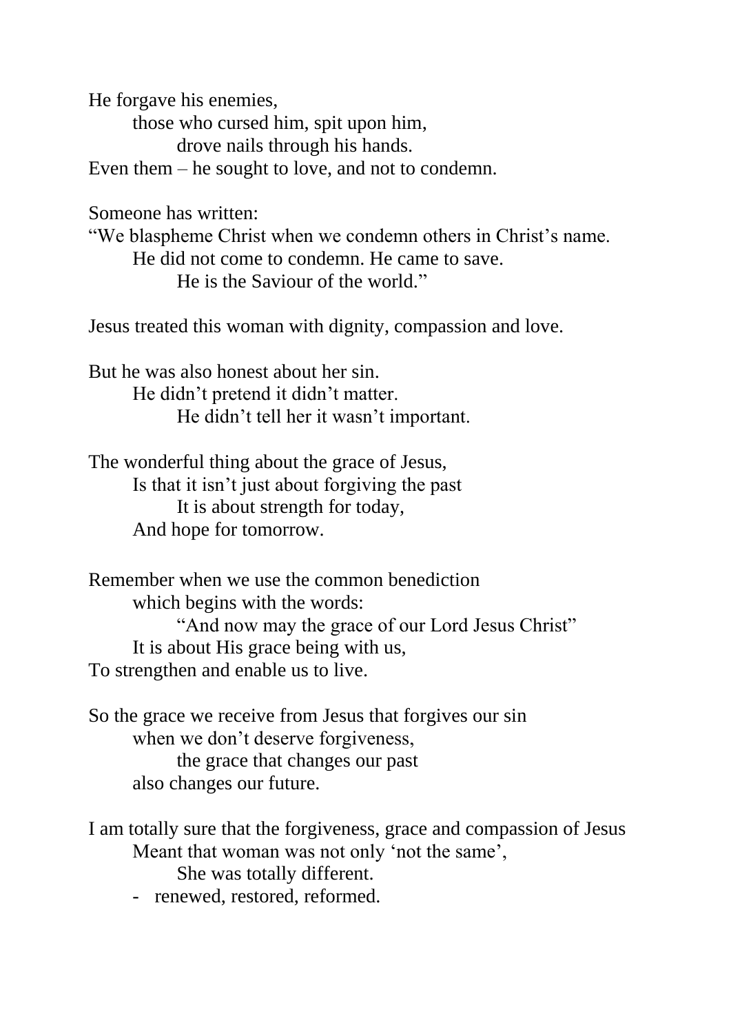He forgave his enemies,
those who cursed him, spit upon him,
drove nails through his hands.
Even them – he sought to love, and not to condemn.

Someone has written:
"We blaspheme Christ when we condemn others in Christ's name.
He did not come to condemn. He came to save.
He is the Saviour of the world."

Jesus treated this woman with dignity, compassion and love.

But he was also honest about her sin.
He didn't pretend it didn't matter.
He didn't tell her it wasn't important.

The wonderful thing about the grace of Jesus,
Is that it isn't just about forgiving the past
It is about strength for today,
And hope for tomorrow.

Remember when we use the common benediction
which begins with the words:
"And now may the grace of our Lord Jesus Christ"
It is about His grace being with us,
To strengthen and enable us to live.

So the grace we receive from Jesus that forgives our sin
when we don't deserve forgiveness,
the grace that changes our past
also changes our future.

I am totally sure that the forgiveness, grace and compassion of Jesus
Meant that woman was not only 'not the same',
She was totally different.

- renewed, restored, reformed.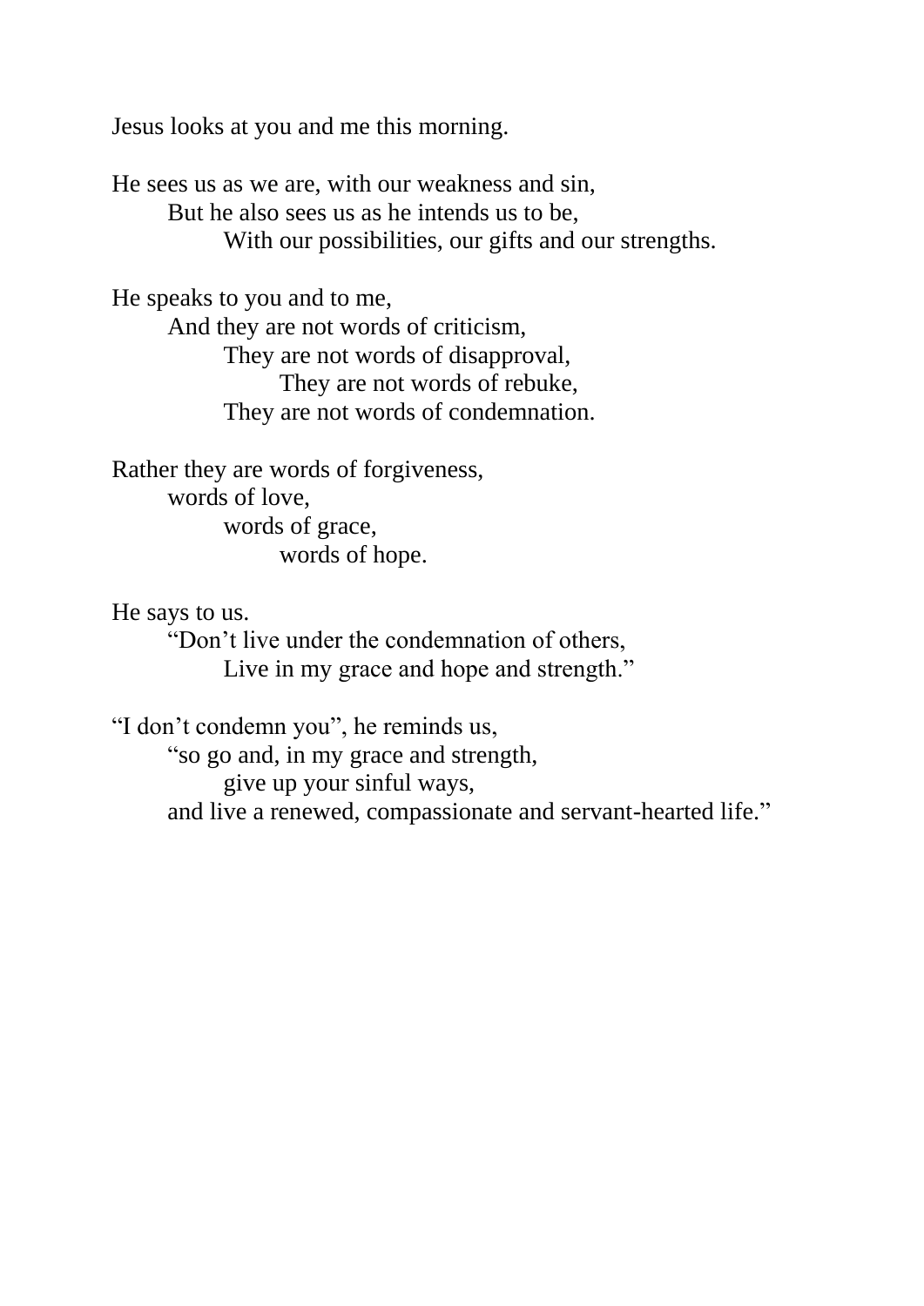Jesus looks at you and me this morning.

He sees us as we are, with our weakness and sin,  
But he also sees us as he intends us to be,  
With our possibilities, our gifts and our strengths.

He speaks to you and to me,  
And they are not words of criticism,  
They are not words of disapproval,  
They are not words of rebuke,  
They are not words of condemnation.

Rather they are words of forgiveness,  
words of love,  
words of grace,  
words of hope.

He says to us.  
"Don't live under the condemnation of others,  
Live in my grace and hope and strength."

"I don't condemn you", he reminds us,  
"so go and, in my grace and strength,  
give up your sinful ways,  
and live a renewed, compassionate and servant-hearted life."